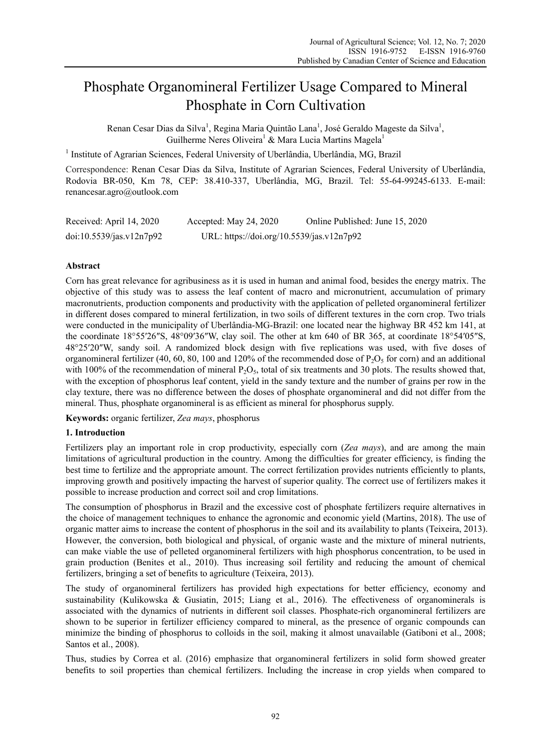# Phosphate Organomineral Fertilizer Usage Compared to Mineral Phosphate in Corn Cultivation

Renan Cesar Dias da Silva[1], Regina Maria Quintão Lana[1], José Geraldo Mageste da Silva[1], Guilherme Neres Oliveira[1] & Mara Lucia Martins Magela[1]

[1] Institute of Agrarian Sciences, Federal University of Uberlândia, Uberlândia, MG, Brazil

Correspondence: Renan Cesar Dias da Silva, Institute of Agrarian Sciences, Federal University of Uberlândia, Rodovia BR-050, Km 78, CEP: 38.410-337, Uberlândia, MG, Brazil. Tel: 55-64-99245-6133. E-mail: renancesar.agro@outlook.com

Received: April 14, 2020 Accepted: May 24, 2020 Online Published: June 15, 2020

doi:10.5539/jas.v12n7p92 URL: https://doi.org/10.5539/jas.v12n7p92

## Abstract

Corn has great relevance for agribusiness as it is used in human and animal food, besides the energy matrix. The objective of this study was to assess the leaf content of macro and micronutrient, accumulation of primary macronutrients, production components and productivity with the application of pelleted organomineral fertilizer in different doses compared to mineral fertilization, in two soils of different textures in the corn crop. Two trials were conducted in the municipality of Uberlândia-MG-Brazil: one located near the highway BR 452 km 141, at the coordinate 18°55′26″S, 48°09′36″W, clay soil. The other at km 640 of BR 365, at coordinate 18°54′05″S, 48°25′20″W, sandy soil. A randomized block design with five replications was used, with five doses of organomineral fertilizer (40, 60, 80, 100 and 120% of the recommended dose of $P_2O_5$ for corn) and an additional with 100% of the recommendation of mineral $P_2O_5$, total of six treatments and 30 plots. The results showed that, with the exception of phosphorus leaf content, yield in the sandy texture and the number of grains per row in the clay texture, there was no difference between the doses of phosphate organomineral and did not differ from the mineral. Thus, phosphate organomineral is as efficient as mineral for phosphorus supply.

**Keywords:** organic fertilizer, *Zea mays*, phosphorus

## 1. Introduction

Fertilizers play an important role in crop productivity, especially corn (*Zea mays*), and are among the main limitations of agricultural production in the country. Among the difficulties for greater efficiency, is finding the best time to fertilize and the appropriate amount. The correct fertilization provides nutrients efficiently to plants, improving growth and positively impacting the harvest of superior quality. The correct use of fertilizers makes it possible to increase production and correct soil and crop limitations.

The consumption of phosphorus in Brazil and the excessive cost of phosphate fertilizers require alternatives in the choice of management techniques to enhance the agronomic and economic yield (Martins, 2018). The use of organic matter aims to increase the content of phosphorus in the soil and its availability to plants (Teixeira, 2013). However, the conversion, both biological and physical, of organic waste and the mixture of mineral nutrients, can make viable the use of pelleted organomineral fertilizers with high phosphorus concentration, to be used in grain production (Benites et al., 2010). Thus increasing soil fertility and reducing the amount of chemical fertilizers, bringing a set of benefits to agriculture (Teixeira, 2013).

The study of organomineral fertilizers has provided high expectations for better efficiency, economy and sustainability (Kulikowska & Gusiatin, 2015; Liang et al., 2016). The effectiveness of organominerals is associated with the dynamics of nutrients in different soil classes. Phosphate-rich organomineral fertilizers are shown to be superior in fertilizer efficiency compared to mineral, as the presence of organic compounds can minimize the binding of phosphorus to colloids in the soil, making it almost unavailable (Gatiboni et al., 2008; Santos et al., 2008).

Thus, studies by Correa et al. (2016) emphasize that organomineral fertilizers in solid form showed greater benefits to soil properties than chemical fertilizers. Including the increase in crop yields when compared to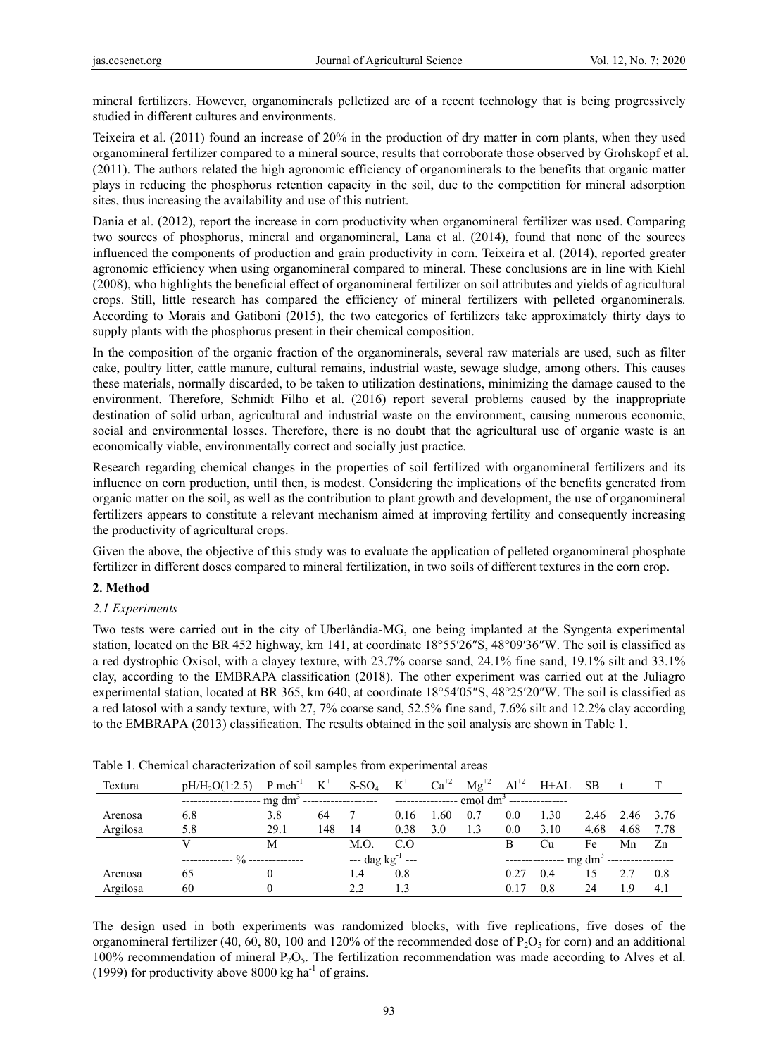mineral fertilizers. However, organominerals pelletized are of a recent technology that is being progressively studied in different cultures and environments.

Teixeira et al. (2011) found an increase of 20% in the production of dry matter in corn plants, when they used organomineral fertilizer compared to a mineral source, results that corroborate those observed by Grohskopf et al. (2011). The authors related the high agronomic efficiency of organominerals to the benefits that organic matter plays in reducing the phosphorus retention capacity in the soil, due to the competition for mineral adsorption sites, thus increasing the availability and use of this nutrient.

Dania et al. (2012), report the increase in corn productivity when organomineral fertilizer was used. Comparing two sources of phosphorus, mineral and organomineral, Lana et al. (2014), found that none of the sources influenced the components of production and grain productivity in corn. Teixeira et al. (2014), reported greater agronomic efficiency when using organomineral compared to mineral. These conclusions are in line with Kiehl (2008), who highlights the beneficial effect of organomineral fertilizer on soil attributes and yields of agricultural crops. Still, little research has compared the efficiency of mineral fertilizers with pelleted organominerals. According to Morais and Gatiboni (2015), the two categories of fertilizers take approximately thirty days to supply plants with the phosphorus present in their chemical composition.

In the composition of the organic fraction of the organominerals, several raw materials are used, such as filter cake, poultry litter, cattle manure, cultural remains, industrial waste, sewage sludge, among others. This causes these materials, normally discarded, to be taken to utilization destinations, minimizing the damage caused to the environment. Therefore, Schmidt Filho et al. (2016) report several problems caused by the inappropriate destination of solid urban, agricultural and industrial waste on the environment, causing numerous economic, social and environmental losses. Therefore, there is no doubt that the agricultural use of organic waste is an economically viable, environmentally correct and socially just practice.

Research regarding chemical changes in the properties of soil fertilized with organomineral fertilizers and its influence on corn production, until then, is modest. Considering the implications of the benefits generated from organic matter on the soil, as well as the contribution to plant growth and development, the use of organomineral fertilizers appears to constitute a relevant mechanism aimed at improving fertility and consequently increasing the productivity of agricultural crops.

Given the above, the objective of this study was to evaluate the application of pelleted organomineral phosphate fertilizer in different doses compared to mineral fertilization, in two soils of different textures in the corn crop.

## 2. Method

### 2.1 Experiments

Two tests were carried out in the city of Uberlândia-MG, one being implanted at the Syngenta experimental station, located on the BR 452 highway, km 141, at coordinate 18°55′26″S, 48°09′36″W. The soil is classified as a red dystrophic Oxisol, with a clayey texture, with 23.7% coarse sand, 24.1% fine sand, 19.1% silt and 33.1% clay, according to the EMBRAPA classification (2018). The other experiment was carried out at the Juliagro experimental station, located at BR 365, km 640, at coordinate 18°54′05″S, 48°25′20″W. The soil is classified as a red latosol with a sandy texture, with 27, 7% coarse sand, 52.5% fine sand, 7.6% silt and 12.2% clay according to the EMBRAPA (2013) classification. The results obtained in the soil analysis are shown in Table 1.

Table 1. Chemical characterization of soil samples from experimental areas

| Textura | $pH/H_2O(1:2.5)$ | P meh$^{-1}$ | $K^+$ | $S\text{-}SO_4$ | $K^+$ | $Ca^{+2}$ | $Mg^{+2}$ | $Al^{+2}$ | H+AL | SB | t | T |
|---|---|---|---|---|---|---|---|---|---|---|---|---|
| | | mg dm$^3$ | | | | | cmol dm$^3$ | | | | | |
| Arenosa | 6.8 | 3.8 | 64 | 7 | 0.16 | 1.60 | 0.7 | 0.0 | 1.30 | 2.46 | 2.46 | 3.76 |
| Argilosa | 5.8 | 29.1 | 148 | 14 | 0.38 | 3.0 | 1.3 | 0.0 | 3.10 | 4.68 | 4.68 | 7.78 |
| | V | M | | M.O. | C.O | | | B | Cu | Fe | Mn | Zn |
| | % | | | dag kg$^{-1}$ | | | | | | mg dm$^3$ | | |
| Arenosa | 65 | 0 | | 1.4 | 0.8 | | | 0.27 | 0.4 | 15 | 2.7 | 0.8 |
| Argilosa | 60 | 0 | | 2.2 | 1.3 | | | 0.17 | 0.8 | 24 | 1.9 | 4.1 |

The design used in both experiments was randomized blocks, with five replications, five doses of the organomineral fertilizer (40, 60, 80, 100 and 120% of the recommended dose of $P_2O_5$ for corn) and an additional 100% recommendation of mineral $P_2O_5$. The fertilization recommendation was made according to Alves et al. (1999) for productivity above 8000 kg ha$^{-1}$ of grains.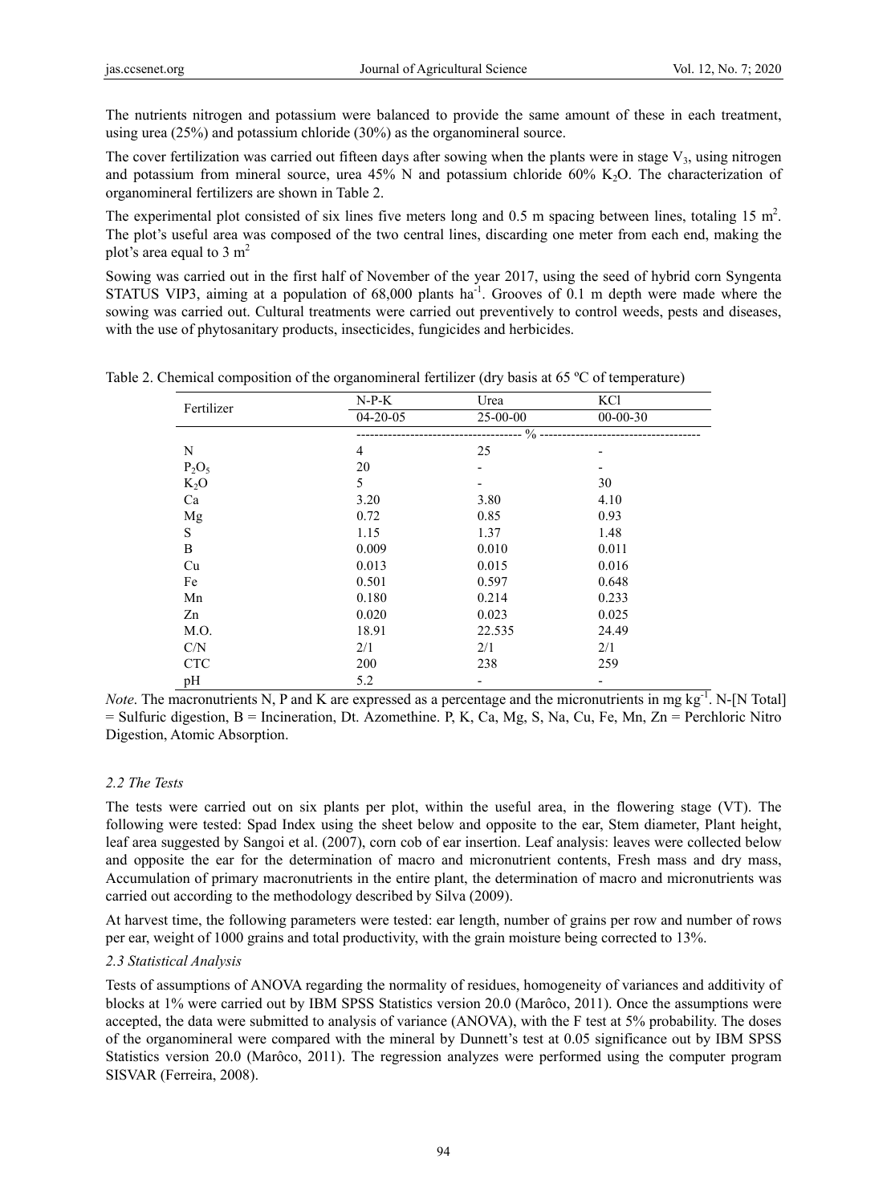The nutrients nitrogen and potassium were balanced to provide the same amount of these in each treatment, using urea (25%) and potassium chloride (30%) as the organomineral source.

The cover fertilization was carried out fifteen days after sowing when the plants were in stage $V_3$, using nitrogen and potassium from mineral source, urea 45% N and potassium chloride 60% $K_2O$. The characterization of organomineral fertilizers are shown in Table 2.

The experimental plot consisted of six lines five meters long and 0.5 m spacing between lines, totaling 15 $m^2$. The plot's useful area was composed of the two central lines, discarding one meter from each end, making the plot's area equal to 3 $m^2$

Sowing was carried out in the first half of November of the year 2017, using the seed of hybrid corn Syngenta STATUS VIP3, aiming at a population of 68,000 plants $ha^{-1}$. Grooves of 0.1 m depth were made where the sowing was carried out. Cultural treatments were carried out preventively to control weeds, pests and diseases, with the use of phytosanitary products, insecticides, fungicides and herbicides.

Table 2. Chemical composition of the organomineral fertilizer (dry basis at 65 ºC of temperature)

| Fertilizer | N-P-K | Urea | KCl |
|---|---|---|---|
| | 04-20-05 | 25-00-00 | 00-00-30 |
| | | % | |
| N | 4 | 25 | - |
| $P_2O_5$ | 20 | - | - |
| $K_2O$ | 5 | - | 30 |
| Ca | 3.20 | 3.80 | 4.10 |
| Mg | 0.72 | 0.85 | 0.93 |
| S | 1.15 | 1.37 | 1.48 |
| B | 0.009 | 0.010 | 0.011 |
| Cu | 0.013 | 0.015 | 0.016 |
| Fe | 0.501 | 0.597 | 0.648 |
| Mn | 0.180 | 0.214 | 0.233 |
| Zn | 0.020 | 0.023 | 0.025 |
| M.O. | 18.91 | 22.535 | 24.49 |
| C/N | 2/1 | 2/1 | 2/1 |
| CTC | 200 | 238 | 259 |
| pH | 5.2 | - | - |

*Note*. The macronutrients N, P and K are expressed as a percentage and the micronutrients in mg $kg^{-1}$. N-[N Total] = Sulfuric digestion, B = Incineration, Dt. Azomethine. P, K, Ca, Mg, S, Na, Cu, Fe, Mn, Zn = Perchloric Nitro Digestion, Atomic Absorption.

### *2.2 The Tests*

The tests were carried out on six plants per plot, within the useful area, in the flowering stage (VT). The following were tested: Spad Index using the sheet below and opposite to the ear, Stem diameter, Plant height, leaf area suggested by Sangoi et al. (2007), corn cob of ear insertion. Leaf analysis: leaves were collected below and opposite the ear for the determination of macro and micronutrient contents, Fresh mass and dry mass, Accumulation of primary macronutrients in the entire plant, the determination of macro and micronutrients was carried out according to the methodology described by Silva (2009).

At harvest time, the following parameters were tested: ear length, number of grains per row and number of rows per ear, weight of 1000 grains and total productivity, with the grain moisture being corrected to 13%.

### *2.3 Statistical Analysis*

Tests of assumptions of ANOVA regarding the normality of residues, homogeneity of variances and additivity of blocks at 1% were carried out by IBM SPSS Statistics version 20.0 (Marôco, 2011). Once the assumptions were accepted, the data were submitted to analysis of variance (ANOVA), with the F test at 5% probability. The doses of the organomineral were compared with the mineral by Dunnett's test at 0.05 significance out by IBM SPSS Statistics version 20.0 (Marôco, 2011). The regression analyzes were performed using the computer program SISVAR (Ferreira, 2008).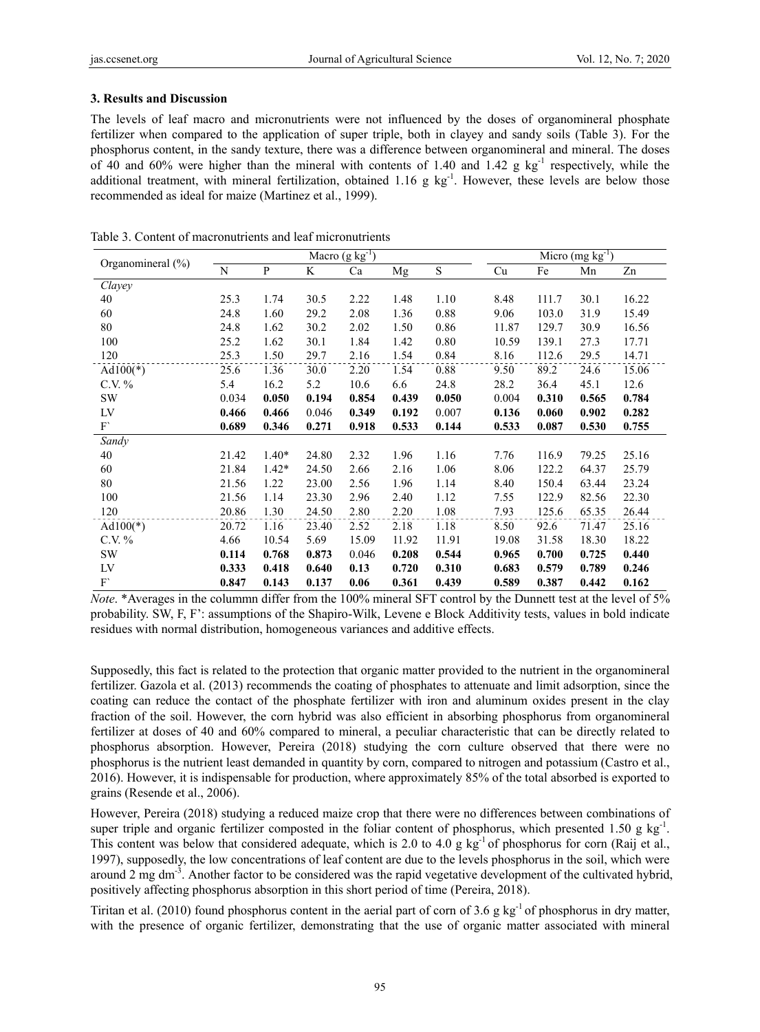### 3. Results and Discussion

The levels of leaf macro and micronutrients were not influenced by the doses of organomineral phosphate fertilizer when compared to the application of super triple, both in clayey and sandy soils (Table 3). For the phosphorus content, in the sandy texture, there was a difference between organomineral and mineral. The doses of 40 and 60% were higher than the mineral with contents of 1.40 and 1.42 g kg$^{-1}$ respectively, while the additional treatment, with mineral fertilization, obtained 1.16 g kg$^{-1}$. However, these levels are below those recommended as ideal for maize (Martinez et al., 1999).

Table 3. Content of macronutrients and leaf micronutrients

| Organomineral (%) | Macro (g kg$^{-1}$) | | | | | | Micro (mg kg$^{-1}$) | | | |
|---|---|---|---|---|---|---|---|---|---|---|
| | N | P | K | Ca | Mg | S | Cu | Fe | Mn | Zn |
| *Clayey* | | | | | | | | | | |
| 40 | 25.3 | 1.74 | 30.5 | 2.22 | 1.48 | 1.10 | 8.48 | 111.7 | 30.1 | 16.22 |
| 60 | 24.8 | 1.60 | 29.2 | 2.08 | 1.36 | 0.88 | 9.06 | 103.0 | 31.9 | 15.49 |
| 80 | 24.8 | 1.62 | 30.2 | 2.02 | 1.50 | 0.86 | 11.87 | 129.7 | 30.9 | 16.56 |
| 100 | 25.2 | 1.62 | 30.1 | 1.84 | 1.42 | 0.80 | 10.59 | 139.1 | 27.3 | 17.71 |
| 120 | 25.3 | 1.50 | 29.7 | 2.16 | 1.54 | 0.84 | 8.16 | 112.6 | 29.5 | 14.71 |
| Ad100(*) | 25.6 | 1.36 | 30.0 | 2.20 | 1.54 | 0.88 | 9.50 | 89.2 | 24.6 | 15.06 |
| C.V. % | 5.4 | 16.2 | 5.2 | 10.6 | 6.6 | 24.8 | 28.2 | 36.4 | 45.1 | 12.6 |
| SW | 0.034 | **0.050** | **0.194** | **0.854** | **0.439** | **0.050** | 0.004 | **0.310** | **0.565** | **0.784** |
| LV | **0.466** | **0.466** | 0.046 | **0.349** | **0.192** | 0.007 | **0.136** | **0.060** | **0.902** | **0.282** |
| F\` | **0.689** | **0.346** | **0.271** | **0.918** | **0.533** | **0.144** | **0.533** | **0.087** | **0.530** | **0.755** |
| *Sandy* | | | | | | | | | | |
| 40 | 21.42 | 1.40* | 24.80 | 2.32 | 1.96 | 1.16 | 7.76 | 116.9 | 79.25 | 25.16 |
| 60 | 21.84 | 1.42* | 24.50 | 2.66 | 2.16 | 1.06 | 8.06 | 122.2 | 64.37 | 25.79 |
| 80 | 21.56 | 1.22 | 23.00 | 2.56 | 1.96 | 1.14 | 8.40 | 150.4 | 63.44 | 23.24 |
| 100 | 21.56 | 1.14 | 23.30 | 2.96 | 2.40 | 1.12 | 7.55 | 122.9 | 82.56 | 22.30 |
| 120 | 20.86 | 1.30 | 24.50 | 2.80 | 2.20 | 1.08 | 7.93 | 125.6 | 65.35 | 26.44 |
| Ad100(*) | 20.72 | 1.16 | 23.40 | 2.52 | 2.18 | 1.18 | 8.50 | 92.6 | 71.47 | 25.16 |
| C.V. % | 4.66 | 10.54 | 5.69 | 15.09 | 11.92 | 11.91 | 19.08 | 31.58 | 18.30 | 18.22 |
| SW | **0.114** | **0.768** | **0.873** | 0.046 | **0.208** | **0.544** | **0.965** | **0.700** | **0.725** | **0.440** |
| LV | **0.333** | **0.418** | **0.640** | **0.13** | **0.720** | **0.310** | **0.683** | **0.579** | **0.789** | **0.246** |
| F\` | **0.847** | **0.143** | **0.137** | **0.06** | **0.361** | **0.439** | **0.589** | **0.387** | **0.442** | **0.162** |

*Note*. *Averages in the colummn differ from the 100% mineral SFT control by the Dunnett test at the level of 5% probability. SW, F, F': assumptions of the Shapiro-Wilk, Levene e Block Additivity tests, values in bold indicate residues with normal distribution, homogeneous variances and additive effects.

Supposedly, this fact is related to the protection that organic matter provided to the nutrient in the organomineral fertilizer. Gazola et al. (2013) recommends the coating of phosphates to attenuate and limit adsorption, since the coating can reduce the contact of the phosphate fertilizer with iron and aluminum oxides present in the clay fraction of the soil. However, the corn hybrid was also efficient in absorbing phosphorus from organomineral fertilizer at doses of 40 and 60% compared to mineral, a peculiar characteristic that can be directly related to phosphorus absorption. However, Pereira (2018) studying the corn culture observed that there were no phosphorus is the nutrient least demanded in quantity by corn, compared to nitrogen and potassium (Castro et al., 2016). However, it is indispensable for production, where approximately 85% of the total absorbed is exported to grains (Resende et al., 2006).

However, Pereira (2018) studying a reduced maize crop that there were no differences between combinations of super triple and organic fertilizer composted in the foliar content of phosphorus, which presented 1.50 g kg$^{-1}$. This content was below that considered adequate, which is 2.0 to 4.0 g kg$^{-1}$ of phosphorus for corn (Raij et al., 1997), supposedly, the low concentrations of leaf content are due to the levels phosphorus in the soil, which were around 2 mg dm$^{-3}$. Another factor to be considered was the rapid vegetative development of the cultivated hybrid, positively affecting phosphorus absorption in this short period of time (Pereira, 2018).

Tiritan et al. (2010) found phosphorus content in the aerial part of corn of 3.6 g kg$^{-1}$ of phosphorus in dry matter, with the presence of organic fertilizer, demonstrating that the use of organic matter associated with mineral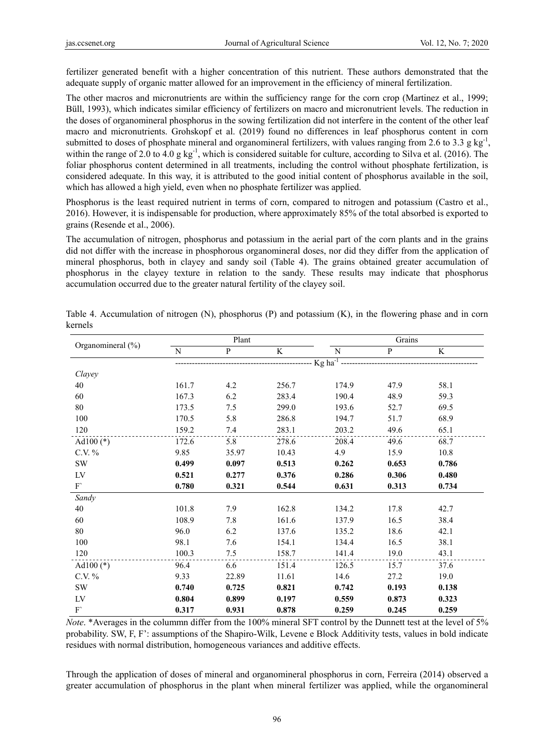fertilizer generated benefit with a higher concentration of this nutrient. These authors demonstrated that the adequate supply of organic matter allowed for an improvement in the efficiency of mineral fertilization.

The other macros and micronutrients are within the sufficiency range for the corn crop (Martinez et al., 1999; Büll, 1993), which indicates similar efficiency of fertilizers on macro and micronutrient levels. The reduction in the doses of organomineral phosphorus in the sowing fertilization did not interfere in the content of the other leaf macro and micronutrients. Grohskopf et al. (2019) found no differences in leaf phosphorus content in corn submitted to doses of phosphate mineral and organomineral fertilizers, with values ranging from 2.6 to 3.3 g $kg^{-1}$, within the range of 2.0 to 4.0 g $kg^{-1}$, which is considered suitable for culture, according to Silva et al. (2016). The foliar phosphorus content determined in all treatments, including the control without phosphate fertilization, is considered adequate. In this way, it is attributed to the good initial content of phosphorus available in the soil, which has allowed a high yield, even when no phosphate fertilizer was applied.

Phosphorus is the least required nutrient in terms of corn, compared to nitrogen and potassium (Castro et al., 2016). However, it is indispensable for production, where approximately 85% of the total absorbed is exported to grains (Resende et al., 2006).

The accumulation of nitrogen, phosphorus and potassium in the aerial part of the corn plants and in the grains did not differ with the increase in phosphorous organomineral doses, nor did they differ from the application of mineral phosphorus, both in clayey and sandy soil (Table 4). The grains obtained greater accumulation of phosphorus in the clayey texture in relation to the sandy. These results may indicate that phosphorus accumulation occurred due to the greater natural fertility of the clayey soil.

Table 4. Accumulation of nitrogen (N), phosphorus (P) and potassium (K), in the flowering phase and in corn kernels

| Organomineral (%) | Plant | | | Grains | | |
|---|---|---|---|---|---|---|
| | N | P | K | N | P | K |
| | Kg $ha^{-1}$ | | | | | |
| *Clayey* | | | | | | |
| 40 | 161.7 | 4.2 | 256.7 | 174.9 | 47.9 | 58.1 |
| 60 | 167.3 | 6.2 | 283.4 | 190.4 | 48.9 | 59.3 |
| 80 | 173.5 | 7.5 | 299.0 | 193.6 | 52.7 | 69.5 |
| 100 | 170.5 | 5.8 | 286.8 | 194.7 | 51.7 | 68.9 |
| 120 | 159.2 | 7.4 | 283.1 | 203.2 | 49.6 | 65.1 |
| Ad100 (*) | 172.6 | 5.8 | 278.6 | 208.4 | 49.6 | 68.7 |
| C.V. % | 9.85 | 35.97 | 10.43 | 4.9 | 15.9 | 10.8 |
| SW | **0.499** | **0.097** | **0.513** | **0.262** | **0.653** | **0.786** |
| LV | **0.521** | **0.277** | **0.376** | **0.286** | **0.306** | **0.480** |
| F` | **0.780** | **0.321** | **0.544** | **0.631** | **0.313** | **0.734** |
| *Sandy* | | | | | | |
| 40 | 101.8 | 7.9 | 162.8 | 134.2 | 17.8 | 42.7 |
| 60 | 108.9 | 7.8 | 161.6 | 137.9 | 16.5 | 38.4 |
| 80 | 96.0 | 6.2 | 137.6 | 135.2 | 18.6 | 42.1 |
| 100 | 98.1 | 7.6 | 154.1 | 134.4 | 16.5 | 38.1 |
| 120 | 100.3 | 7.5 | 158.7 | 141.4 | 19.0 | 43.1 |
| Ad100 (*) | 96.4 | 6.6 | 151.4 | 126.5 | 15.7 | 37.6 |
| C.V. % | 9.33 | 22.89 | 11.61 | 14.6 | 27.2 | 19.0 |
| SW | **0.740** | **0.725** | **0.821** | **0.742** | **0.193** | **0.138** |
| LV | **0.804** | **0.899** | **0.197** | **0.559** | **0.873** | **0.323** |
| F` | **0.317** | **0.931** | **0.878** | **0.259** | **0.245** | **0.259** |

*Note*. *Averages in the colummn differ from the 100% mineral SFT control by the Dunnett test at the level of 5% probability. SW, F, F': assumptions of the Shapiro-Wilk, Levene e Block Additivity tests, values in bold indicate residues with normal distribution, homogeneous variances and additive effects.

Through the application of doses of mineral and organomineral phosphorus in corn, Ferreira (2014) observed a greater accumulation of phosphorus in the plant when mineral fertilizer was applied, while the organomineral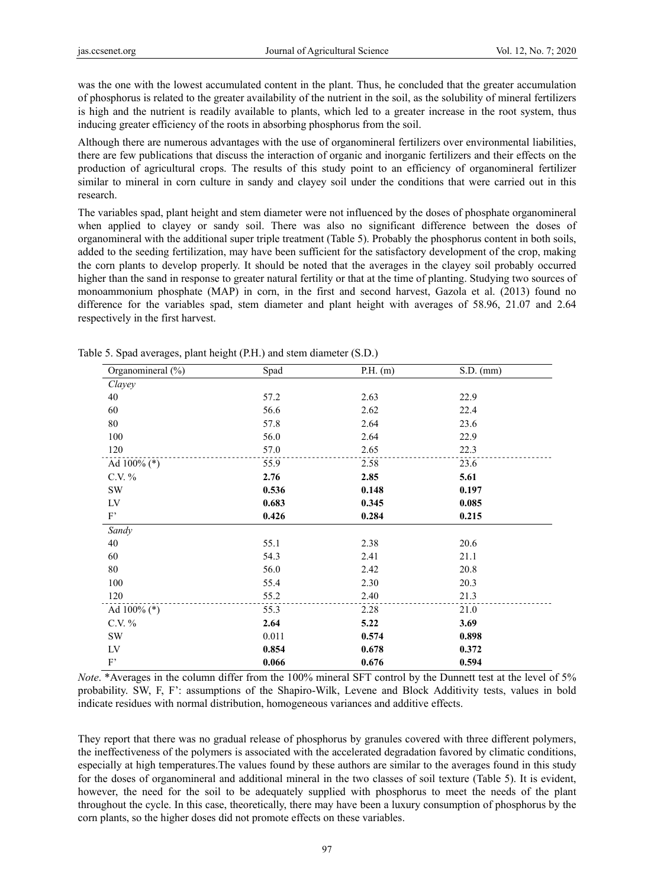was the one with the lowest accumulated content in the plant. Thus, he concluded that the greater accumulation of phosphorus is related to the greater availability of the nutrient in the soil, as the solubility of mineral fertilizers is high and the nutrient is readily available to plants, which led to a greater increase in the root system, thus inducing greater efficiency of the roots in absorbing phosphorus from the soil.

Although there are numerous advantages with the use of organomineral fertilizers over environmental liabilities, there are few publications that discuss the interaction of organic and inorganic fertilizers and their effects on the production of agricultural crops. The results of this study point to an efficiency of organomineral fertilizer similar to mineral in corn culture in sandy and clayey soil under the conditions that were carried out in this research.

The variables spad, plant height and stem diameter were not influenced by the doses of phosphate organomineral when applied to clayey or sandy soil. There was also no significant difference between the doses of organomineral with the additional super triple treatment (Table 5). Probably the phosphorus content in both soils, added to the seeding fertilization, may have been sufficient for the satisfactory development of the crop, making the corn plants to develop properly. It should be noted that the averages in the clayey soil probably occurred higher than the sand in response to greater natural fertility or that at the time of planting. Studying two sources of monoammonium phosphate (MAP) in corn, in the first and second harvest, Gazola et al. (2013) found no difference for the variables spad, stem diameter and plant height with averages of 58.96, 21.07 and 2.64 respectively in the first harvest.

Table 5. Spad averages, plant height (P.H.) and stem diameter (S.D.)

| Organomineral (%) | Spad | P.H. (m) | S.D. (mm) |
|---|---|---|---|
| *Clayey* | | | |
| 40 | 57.2 | 2.63 | 22.9 |
| 60 | 56.6 | 2.62 | 22.4 |
| 80 | 57.8 | 2.64 | 23.6 |
| 100 | 56.0 | 2.64 | 22.9 |
| 120 | 57.0 | 2.65 | 22.3 |
| Ad 100% (*) | 55.9 | 2.58 | 23.6 |
| C.V. % | **2.76** | **2.85** | **5.61** |
| SW | **0.536** | **0.148** | **0.197** |
| LV | **0.683** | **0.345** | **0.085** |
| F' | **0.426** | **0.284** | **0.215** |
| *Sandy* | | | |
| 40 | 55.1 | 2.38 | 20.6 |
| 60 | 54.3 | 2.41 | 21.1 |
| 80 | 56.0 | 2.42 | 20.8 |
| 100 | 55.4 | 2.30 | 20.3 |
| 120 | 55.2 | 2.40 | 21.3 |
| Ad 100% (*) | 55.3 | 2.28 | 21.0 |
| C.V. % | **2.64** | **5.22** | **3.69** |
| SW | 0.011 | **0.574** | **0.898** |
| LV | **0.854** | **0.678** | **0.372** |
| F' | **0.066** | **0.676** | **0.594** |

*Note*. *Averages in the column differ from the 100% mineral SFT control by the Dunnett test at the level of 5% probability. SW, F, F': assumptions of the Shapiro-Wilk, Levene and Block Additivity tests, values in bold indicate residues with normal distribution, homogeneous variances and additive effects.

They report that there was no gradual release of phosphorus by granules covered with three different polymers, the ineffectiveness of the polymers is associated with the accelerated degradation favored by climatic conditions, especially at high temperatures.The values found by these authors are similar to the averages found in this study for the doses of organomineral and additional mineral in the two classes of soil texture (Table 5). It is evident, however, the need for the soil to be adequately supplied with phosphorus to meet the needs of the plant throughout the cycle. In this case, theoretically, there may have been a luxury consumption of phosphorus by the corn plants, so the higher doses did not promote effects on these variables.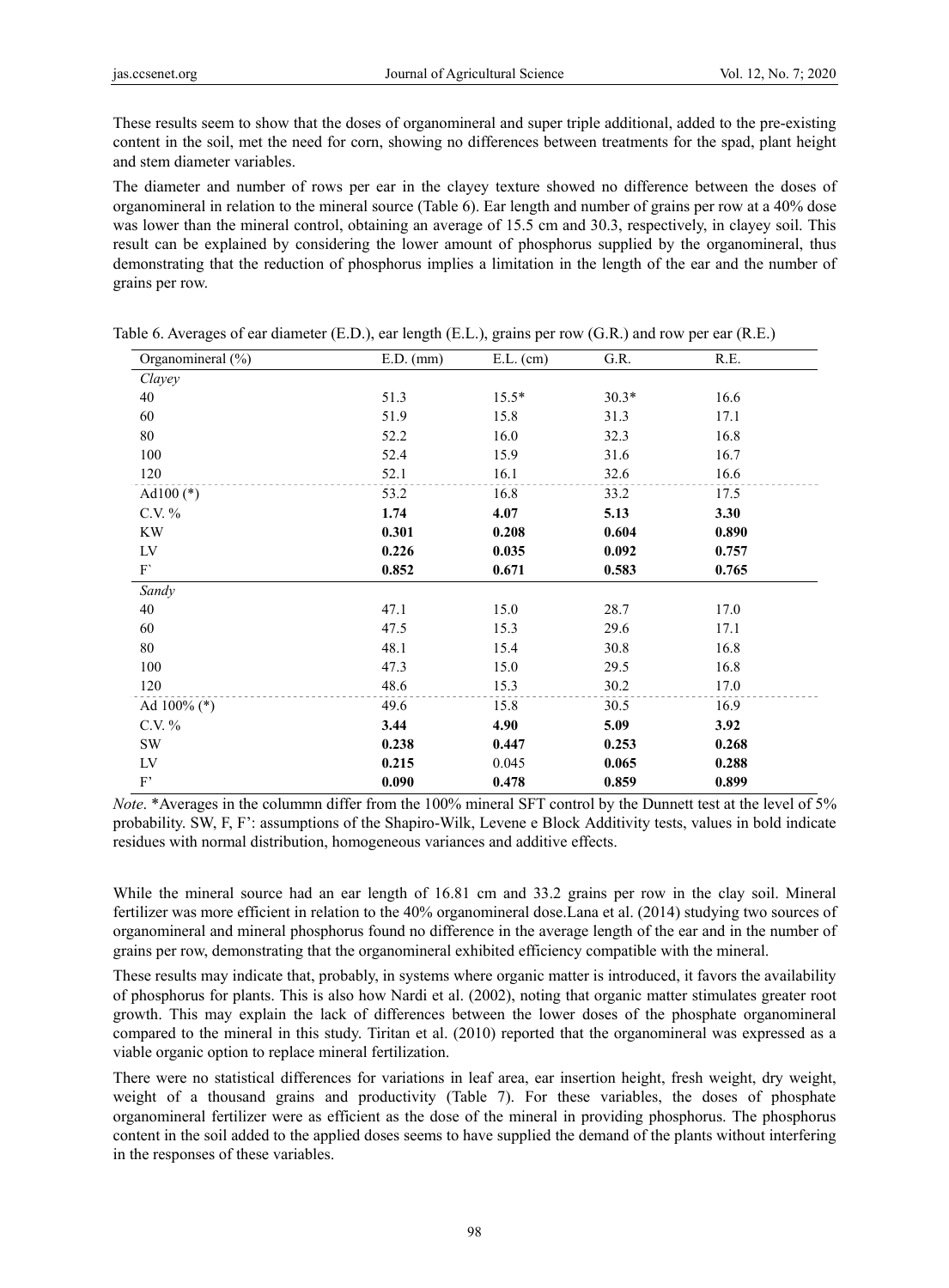These results seem to show that the doses of organomineral and super triple additional, added to the pre-existing content in the soil, met the need for corn, showing no differences between treatments for the spad, plant height and stem diameter variables.

The diameter and number of rows per ear in the clayey texture showed no difference between the doses of organomineral in relation to the mineral source (Table 6). Ear length and number of grains per row at a 40% dose was lower than the mineral control, obtaining an average of 15.5 cm and 30.3, respectively, in clayey soil. This result can be explained by considering the lower amount of phosphorus supplied by the organomineral, thus demonstrating that the reduction of phosphorus implies a limitation in the length of the ear and the number of grains per row.

Table 6. Averages of ear diameter (E.D.), ear length (E.L.), grains per row (G.R.) and row per ear (R.E.)

| Organomineral (%) | E.D. (mm) | E.L. (cm) | G.R. | R.E. |
|---|---|---|---|---|
| *Clayey* | | | | |
| 40 | 51.3 | 15.5* | 30.3* | 16.6 |
| 60 | 51.9 | 15.8 | 31.3 | 17.1 |
| 80 | 52.2 | 16.0 | 32.3 | 16.8 |
| 100 | 52.4 | 15.9 | 31.6 | 16.7 |
| 120 | 52.1 | 16.1 | 32.6 | 16.6 |
| Ad100 (*) | 53.2 | 16.8 | 33.2 | 17.5 |
| C.V. % | **1.74** | **4.07** | **5.13** | **3.30** |
| KW | **0.301** | **0.208** | **0.604** | **0.890** |
| LV | **0.226** | **0.035** | **0.092** | **0.757** |
| F` | **0.852** | **0.671** | **0.583** | **0.765** |
| *Sandy* | | | | |
| 40 | 47.1 | 15.0 | 28.7 | 17.0 |
| 60 | 47.5 | 15.3 | 29.6 | 17.1 |
| 80 | 48.1 | 15.4 | 30.8 | 16.8 |
| 100 | 47.3 | 15.0 | 29.5 | 16.8 |
| 120 | 48.6 | 15.3 | 30.2 | 17.0 |
| Ad 100% (*) | 49.6 | 15.8 | 30.5 | 16.9 |
| C.V. % | **3.44** | **4.90** | **5.09** | **3.92** |
| SW | **0.238** | **0.447** | **0.253** | **0.268** |
| LV | **0.215** | 0.045 | **0.065** | **0.288** |
| F' | **0.090** | **0.478** | **0.859** | **0.899** |

*Note*. *Averages in the colummn differ from the 100% mineral SFT control by the Dunnett test at the level of 5% probability. SW, F, F': assumptions of the Shapiro-Wilk, Levene e Block Additivity tests, values in bold indicate residues with normal distribution, homogeneous variances and additive effects.

While the mineral source had an ear length of 16.81 cm and 33.2 grains per row in the clay soil. Mineral fertilizer was more efficient in relation to the 40% organomineral dose.Lana et al. (2014) studying two sources of organomineral and mineral phosphorus found no difference in the average length of the ear and in the number of grains per row, demonstrating that the organomineral exhibited efficiency compatible with the mineral.

These results may indicate that, probably, in systems where organic matter is introduced, it favors the availability of phosphorus for plants. This is also how Nardi et al. (2002), noting that organic matter stimulates greater root growth. This may explain the lack of differences between the lower doses of the phosphate organomineral compared to the mineral in this study. Tiritan et al. (2010) reported that the organomineral was expressed as a viable organic option to replace mineral fertilization.

There were no statistical differences for variations in leaf area, ear insertion height, fresh weight, dry weight, weight of a thousand grains and productivity (Table 7). For these variables, the doses of phosphate organomineral fertilizer were as efficient as the dose of the mineral in providing phosphorus. The phosphorus content in the soil added to the applied doses seems to have supplied the demand of the plants without interfering in the responses of these variables.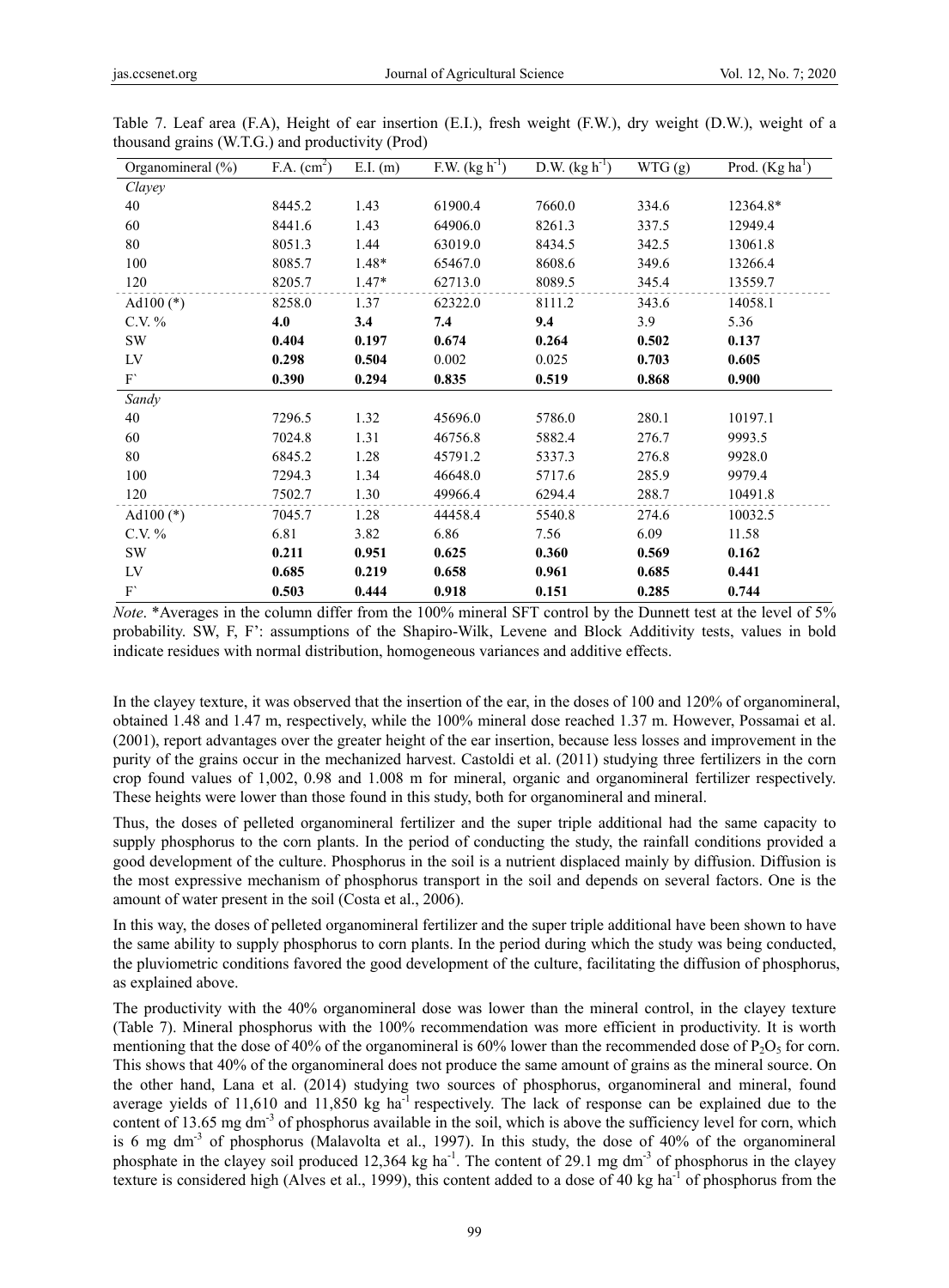Table 7. Leaf area (F.A), Height of ear insertion (E.I.), fresh weight (F.W.), dry weight (D.W.), weight of a thousand grains (W.T.G.) and productivity (Prod)

| Organomineral (%) | F.A. ($cm^2$) | E.I. (m) | F.W. ($kg\ h^{-1}$) | D.W. ($kg\ h^{-1}$) | WTG (g) | Prod. ($Kg\ ha^{1}$) |
|---|---|---|---|---|---|---|
| *Clayey* | | | | | | |
| 40 | 8445.2 | 1.43 | 61900.4 | 7660.0 | 334.6 | 12364.8* |
| 60 | 8441.6 | 1.43 | 64906.0 | 8261.3 | 337.5 | 12949.4 |
| 80 | 8051.3 | 1.44 | 63019.0 | 8434.5 | 342.5 | 13061.8 |
| 100 | 8085.7 | 1.48* | 65467.0 | 8608.6 | 349.6 | 13266.4 |
| 120 | 8205.7 | 1.47* | 62713.0 | 8089.5 | 345.4 | 13559.7 |
| Ad100 (*) | 8258.0 | 1.37 | 62322.0 | 8111.2 | 343.6 | 14058.1 |
| C.V. % | **4.0** | **3.4** | **7.4** | **9.4** | 3.9 | 5.36 |
| SW | **0.404** | **0.197** | **0.674** | **0.264** | **0.502** | **0.137** |
| LV | **0.298** | **0.504** | 0.002 | 0.025 | **0.703** | **0.605** |
| F` | **0.390** | **0.294** | **0.835** | **0.519** | **0.868** | **0.900** |
| *Sandy* | | | | | | |
| 40 | 7296.5 | 1.32 | 45696.0 | 5786.0 | 280.1 | 10197.1 |
| 60 | 7024.8 | 1.31 | 46756.8 | 5882.4 | 276.7 | 9993.5 |
| 80 | 6845.2 | 1.28 | 45791.2 | 5337.3 | 276.8 | 9928.0 |
| 100 | 7294.3 | 1.34 | 46648.0 | 5717.6 | 285.9 | 9979.4 |
| 120 | 7502.7 | 1.30 | 49966.4 | 6294.4 | 288.7 | 10491.8 |
| Ad100 (*) | 7045.7 | 1.28 | 44458.4 | 5540.8 | 274.6 | 10032.5 |
| C.V. % | 6.81 | 3.82 | 6.86 | 7.56 | 6.09 | 11.58 |
| SW | **0.211** | **0.951** | **0.625** | **0.360** | **0.569** | **0.162** |
| LV | **0.685** | **0.219** | **0.658** | **0.961** | **0.685** | **0.441** |
| F` | **0.503** | **0.444** | **0.918** | **0.151** | **0.285** | **0.744** |

*Note*. *Averages in the column differ from the 100% mineral SFT control by the Dunnett test at the level of 5% probability. SW, F, F': assumptions of the Shapiro-Wilk, Levene and Block Additivity tests, values in bold indicate residues with normal distribution, homogeneous variances and additive effects.

In the clayey texture, it was observed that the insertion of the ear, in the doses of 100 and 120% of organomineral, obtained 1.48 and 1.47 m, respectively, while the 100% mineral dose reached 1.37 m. However, Possamai et al. (2001), report advantages over the greater height of the ear insertion, because less losses and improvement in the purity of the grains occur in the mechanized harvest. Castoldi et al. (2011) studying three fertilizers in the corn crop found values of 1,002, 0.98 and 1.008 m for mineral, organic and organomineral fertilizer respectively. These heights were lower than those found in this study, both for organomineral and mineral.

Thus, the doses of pelleted organomineral fertilizer and the super triple additional had the same capacity to supply phosphorus to the corn plants. In the period of conducting the study, the rainfall conditions provided a good development of the culture. Phosphorus in the soil is a nutrient displaced mainly by diffusion. Diffusion is the most expressive mechanism of phosphorus transport in the soil and depends on several factors. One is the amount of water present in the soil (Costa et al., 2006).

In this way, the doses of pelleted organomineral fertilizer and the super triple additional have been shown to have the same ability to supply phosphorus to corn plants. In the period during which the study was being conducted, the pluviometric conditions favored the good development of the culture, facilitating the diffusion of phosphorus, as explained above.

The productivity with the 40% organomineral dose was lower than the mineral control, in the clayey texture (Table 7). Mineral phosphorus with the 100% recommendation was more efficient in productivity. It is worth mentioning that the dose of 40% of the organomineral is 60% lower than the recommended dose of $P_2O_5$ for corn. This shows that 40% of the organomineral does not produce the same amount of grains as the mineral source. On the other hand, Lana et al. (2014) studying two sources of phosphorus, organomineral and mineral, found average yields of 11,610 and 11,850 kg $ha^{-1}$ respectively. The lack of response can be explained due to the content of 13.65 mg $dm^{-3}$ of phosphorus available in the soil, which is above the sufficiency level for corn, which is 6 mg $dm^{-3}$ of phosphorus (Malavolta et al., 1997). In this study, the dose of 40% of the organomineral phosphate in the clayey soil produced 12,364 kg $ha^{-1}$. The content of 29.1 mg $dm^{-3}$ of phosphorus in the clayey texture is considered high (Alves et al., 1999), this content added to a dose of 40 kg $ha^{-1}$ of phosphorus from the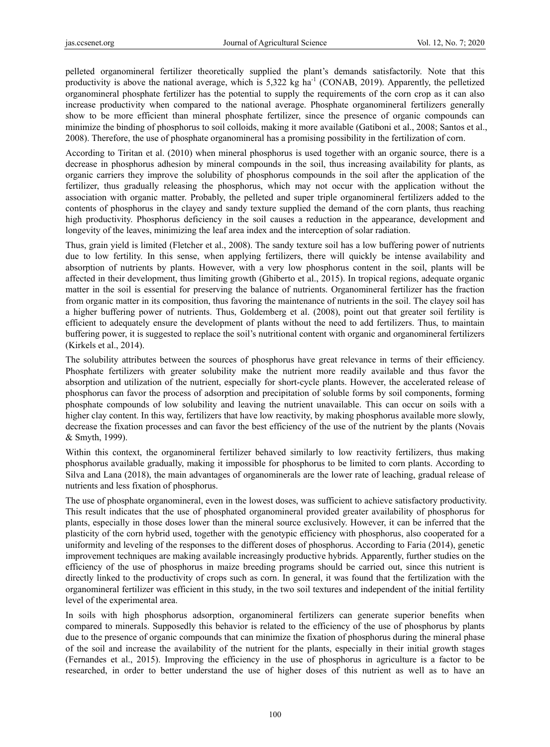pelleted organomineral fertilizer theoretically supplied the plant's demands satisfactorily. Note that this productivity is above the national average, which is 5,322 kg $ha^{-1}$ (CONAB, 2019). Apparently, the pelletized organomineral phosphate fertilizer has the potential to supply the requirements of the corn crop as it can also increase productivity when compared to the national average. Phosphate organomineral fertilizers generally show to be more efficient than mineral phosphate fertilizer, since the presence of organic compounds can minimize the binding of phosphorus to soil colloids, making it more available (Gatiboni et al., 2008; Santos et al., 2008). Therefore, the use of phosphate organomineral has a promising possibility in the fertilization of corn.

According to Tiritan et al. (2010) when mineral phosphorus is used together with an organic source, there is a decrease in phosphorus adhesion by mineral compounds in the soil, thus increasing availability for plants, as organic carriers they improve the solubility of phosphorus compounds in the soil after the application of the fertilizer, thus gradually releasing the phosphorus, which may not occur with the application without the association with organic matter. Probably, the pelleted and super triple organomineral fertilizers added to the contents of phosphorus in the clayey and sandy texture supplied the demand of the corn plants, thus reaching high productivity. Phosphorus deficiency in the soil causes a reduction in the appearance, development and longevity of the leaves, minimizing the leaf area index and the interception of solar radiation.

Thus, grain yield is limited (Fletcher et al., 2008). The sandy texture soil has a low buffering power of nutrients due to low fertility. In this sense, when applying fertilizers, there will quickly be intense availability and absorption of nutrients by plants. However, with a very low phosphorus content in the soil, plants will be affected in their development, thus limiting growth (Ghiberto et al., 2015). In tropical regions, adequate organic matter in the soil is essential for preserving the balance of nutrients. Organomineral fertilizer has the fraction from organic matter in its composition, thus favoring the maintenance of nutrients in the soil. The clayey soil has a higher buffering power of nutrients. Thus, Goldemberg et al. (2008), point out that greater soil fertility is efficient to adequately ensure the development of plants without the need to add fertilizers. Thus, to maintain buffering power, it is suggested to replace the soil's nutritional content with organic and organomineral fertilizers (Kirkels et al., 2014).

The solubility attributes between the sources of phosphorus have great relevance in terms of their efficiency. Phosphate fertilizers with greater solubility make the nutrient more readily available and thus favor the absorption and utilization of the nutrient, especially for short-cycle plants. However, the accelerated release of phosphorus can favor the process of adsorption and precipitation of soluble forms by soil components, forming phosphate compounds of low solubility and leaving the nutrient unavailable. This can occur on soils with a higher clay content. In this way, fertilizers that have low reactivity, by making phosphorus available more slowly, decrease the fixation processes and can favor the best efficiency of the use of the nutrient by the plants (Novais & Smyth, 1999).

Within this context, the organomineral fertilizer behaved similarly to low reactivity fertilizers, thus making phosphorus available gradually, making it impossible for phosphorus to be limited to corn plants. According to Silva and Lana (2018), the main advantages of organominerals are the lower rate of leaching, gradual release of nutrients and less fixation of phosphorus.

The use of phosphate organomineral, even in the lowest doses, was sufficient to achieve satisfactory productivity. This result indicates that the use of phosphated organomineral provided greater availability of phosphorus for plants, especially in those doses lower than the mineral source exclusively. However, it can be inferred that the plasticity of the corn hybrid used, together with the genotypic efficiency with phosphorus, also cooperated for a uniformity and leveling of the responses to the different doses of phosphorus. According to Faria (2014), genetic improvement techniques are making available increasingly productive hybrids. Apparently, further studies on the efficiency of the use of phosphorus in maize breeding programs should be carried out, since this nutrient is directly linked to the productivity of crops such as corn. In general, it was found that the fertilization with the organomineral fertilizer was efficient in this study, in the two soil textures and independent of the initial fertility level of the experimental area.

In soils with high phosphorus adsorption, organomineral fertilizers can generate superior benefits when compared to minerals. Supposedly this behavior is related to the efficiency of the use of phosphorus by plants due to the presence of organic compounds that can minimize the fixation of phosphorus during the mineral phase of the soil and increase the availability of the nutrient for the plants, especially in their initial growth stages (Fernandes et al., 2015). Improving the efficiency in the use of phosphorus in agriculture is a factor to be researched, in order to better understand the use of higher doses of this nutrient as well as to have an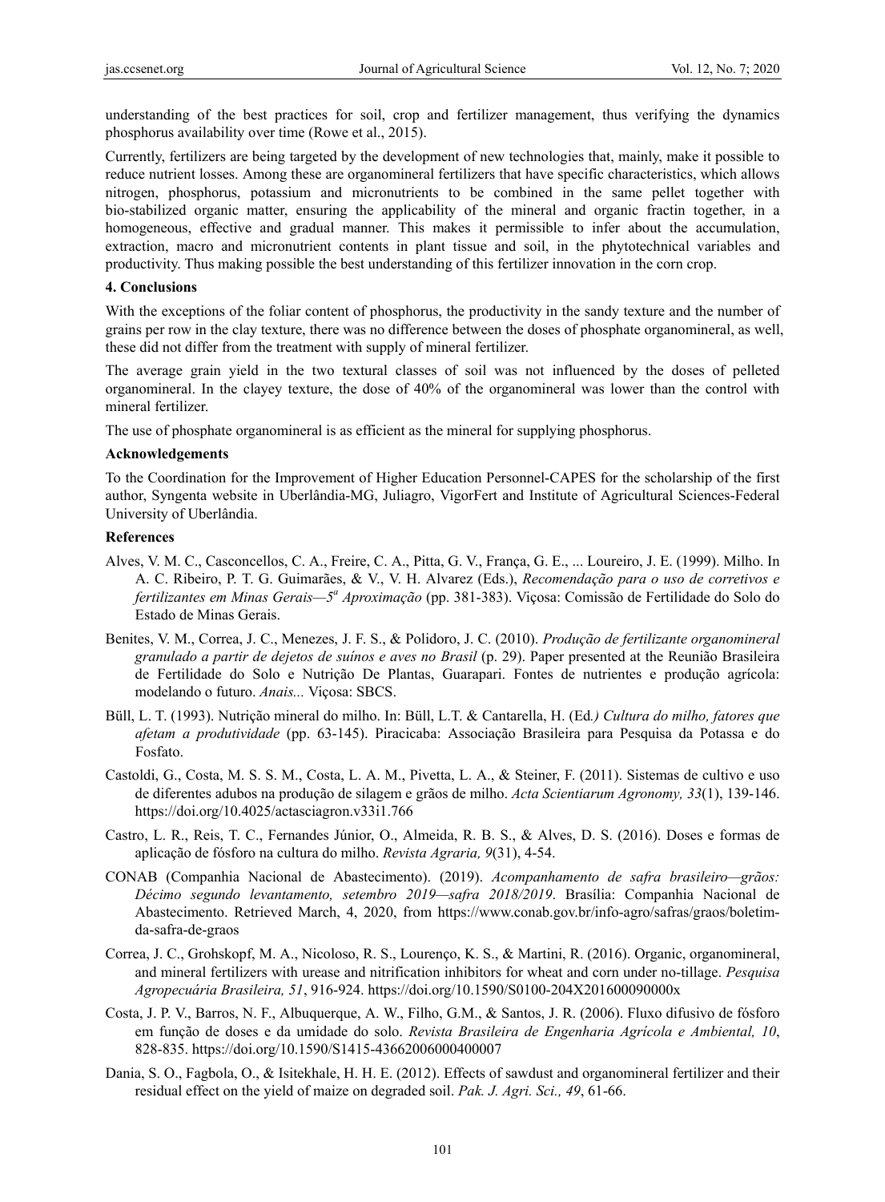understanding of the best practices for soil, crop and fertilizer management, thus verifying the dynamics phosphorus availability over time (Rowe et al., 2015).

Currently, fertilizers are being targeted by the development of new technologies that, mainly, make it possible to reduce nutrient losses. Among these are organomineral fertilizers that have specific characteristics, which allows nitrogen, phosphorus, potassium and micronutrients to be combined in the same pellet together with bio-stabilized organic matter, ensuring the applicability of the mineral and organic fractin together, in a homogeneous, effective and gradual manner. This makes it permissible to infer about the accumulation, extraction, macro and micronutrient contents in plant tissue and soil, in the phytotechnical variables and productivity. Thus making possible the best understanding of this fertilizer innovation in the corn crop.

## 4. Conclusions

With the exceptions of the foliar content of phosphorus, the productivity in the sandy texture and the number of grains per row in the clay texture, there was no difference between the doses of phosphate organomineral, as well, these did not differ from the treatment with supply of mineral fertilizer.

The average grain yield in the two textural classes of soil was not influenced by the doses of pelleted organomineral. In the clayey texture, the dose of 40% of the organomineral was lower than the control with mineral fertilizer.

The use of phosphate organomineral is as efficient as the mineral for supplying phosphorus.

## Acknowledgements

To the Coordination for the Improvement of Higher Education Personnel-CAPES for the scholarship of the first author, Syngenta website in Uberlândia-MG, Juliagro, VigorFert and Institute of Agricultural Sciences-Federal University of Uberlândia.

## References

Alves, V. M. C., Casconcellos, C. A., Freire, C. A., Pitta, G. V., França, G. E., ... Loureiro, J. E. (1999). Milho. In A. C. Ribeiro, P. T. G. Guimarães, & V., V. H. Alvarez (Eds.), *Recomendação para o uso de corretivos e fertilizantes em Minas Gerais—5ª Aproximação* (pp. 381-383). Viçosa: Comissão de Fertilidade do Solo do Estado de Minas Gerais.

Benites, V. M., Correa, J. C., Menezes, J. F. S., & Polidoro, J. C. (2010). *Produção de fertilizante organomineral granulado a partir de dejetos de suínos e aves no Brasil* (p. 29). Paper presented at the Reunião Brasileira de Fertilidade do Solo e Nutrição De Plantas, Guarapari. Fontes de nutrientes e produção agrícola: modelando o futuro. *Anais...* Viçosa: SBCS.

Büll, L. T. (1993). Nutrição mineral do milho. In: Büll, L.T. & Cantarella, H. (Ed*.) Cultura do milho, fatores que afetam a produtividade* (pp. 63-145). Piracicaba: Associação Brasileira para Pesquisa da Potassa e do Fosfato.

Castoldi, G., Costa, M. S. S. M., Costa, L. A. M., Pivetta, L. A., & Steiner, F. (2011). Sistemas de cultivo e uso de diferentes adubos na produção de silagem e grãos de milho. *Acta Scientiarum Agronomy, 33*(1), 139-146. https://doi.org/10.4025/actasciagron.v33i1.766

Castro, L. R., Reis, T. C., Fernandes Júnior, O., Almeida, R. B. S., & Alves, D. S. (2016). Doses e formas de aplicação de fósforo na cultura do milho. *Revista Agraria, 9*(31), 4-54.

CONAB (Companhia Nacional de Abastecimento). (2019). *Acompanhamento de safra brasileiro—grãos: Décimo segundo levantamento, setembro 2019—safra 2018/2019*. Brasília: Companhia Nacional de Abastecimento. Retrieved March, 4, 2020, from https://www.conab.gov.br/info-agro/safras/graos/boletim-da-safra-de-graos

Correa, J. C., Grohskopf, M. A., Nicoloso, R. S., Lourenço, K. S., & Martini, R. (2016). Organic, organomineral, and mineral fertilizers with urease and nitrification inhibitors for wheat and corn under no-tillage. *Pesquisa Agropecuária Brasileira, 51*, 916-924. https://doi.org/10.1590/S0100-204X201600090000x

Costa, J. P. V., Barros, N. F., Albuquerque, A. W., Filho, G.M., & Santos, J. R. (2006). Fluxo difusivo de fósforo em função de doses e da umidade do solo. *Revista Brasileira de Engenharia Agrícola e Ambiental, 10*, 828-835. https://doi.org/10.1590/S1415-43662006000400007

Dania, S. O., Fagbola, O., & Isitekhale, H. H. E. (2012). Effects of sawdust and organomineral fertilizer and their residual effect on the yield of maize on degraded soil. *Pak. J. Agri. Sci., 49*, 61-66.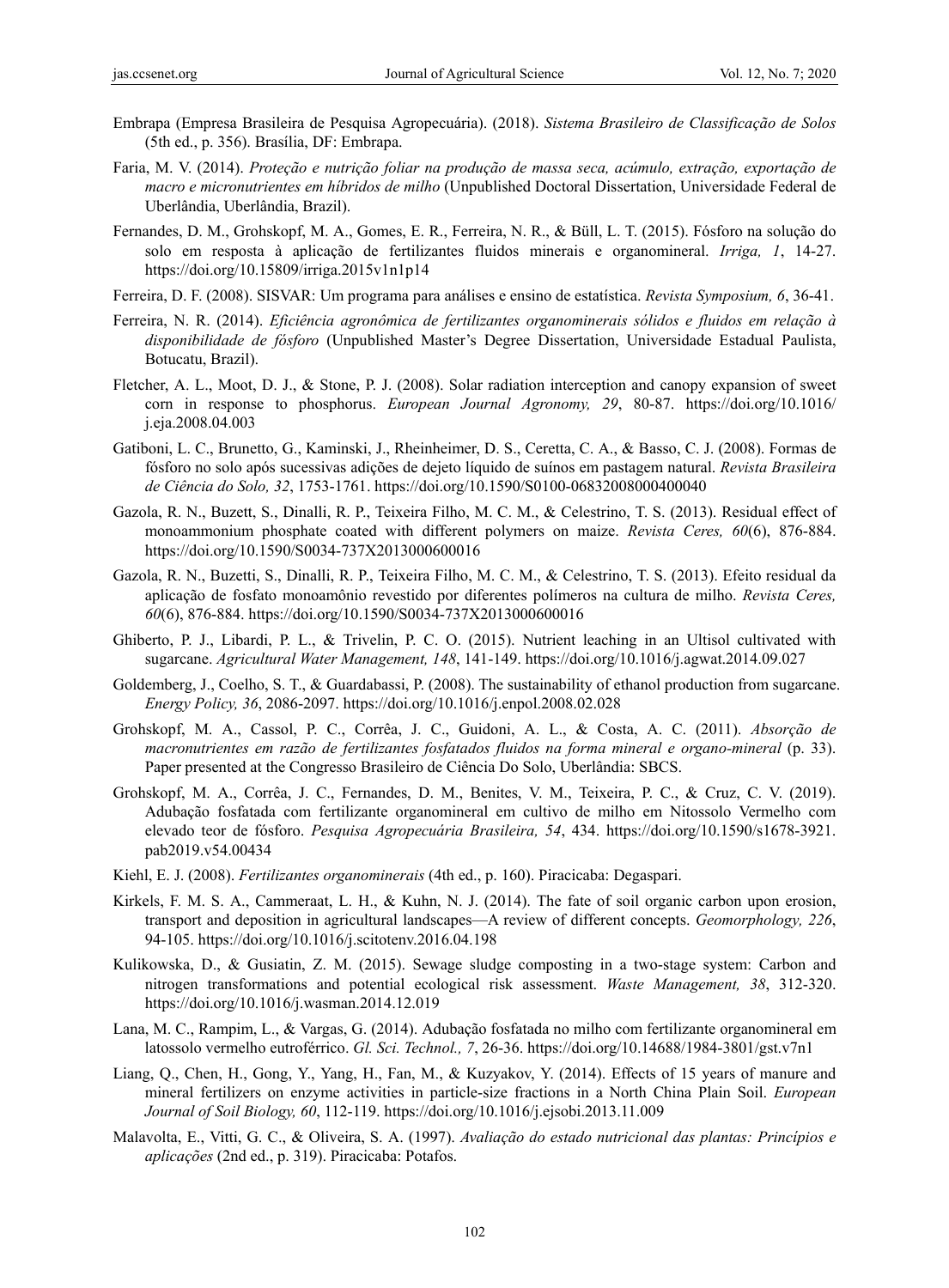Embrapa (Empresa Brasileira de Pesquisa Agropecuária). (2018). *Sistema Brasileiro de Classificação de Solos* (5th ed., p. 356). Brasília, DF: Embrapa.

Faria, M. V. (2014). *Proteção e nutrição foliar na produção de massa seca, acúmulo, extração, exportação de macro e micronutrientes em híbridos de milho* (Unpublished Doctoral Dissertation, Universidade Federal de Uberlândia, Uberlândia, Brazil).

Fernandes, D. M., Grohskopf, M. A., Gomes, E. R., Ferreira, N. R., & Büll, L. T. (2015). Fósforo na solução do solo em resposta à aplicação de fertilizantes fluidos minerais e organomineral. *Irriga, 1*, 14-27. https://doi.org/10.15809/irriga.2015v1n1p14

Ferreira, D. F. (2008). SISVAR: Um programa para análises e ensino de estatística. *Revista Symposium, 6*, 36-41.

Ferreira, N. R. (2014). *Eficiência agronômica de fertilizantes organominerais sólidos e fluidos em relação à disponibilidade de fósforo* (Unpublished Master's Degree Dissertation, Universidade Estadual Paulista, Botucatu, Brazil).

Fletcher, A. L., Moot, D. J., & Stone, P. J. (2008). Solar radiation interception and canopy expansion of sweet corn in response to phosphorus. *European Journal Agronomy, 29*, 80-87. https://doi.org/10.1016/j.eja.2008.04.003

Gatiboni, L. C., Brunetto, G., Kaminski, J., Rheinheimer, D. S., Ceretta, C. A., & Basso, C. J. (2008). Formas de fósforo no solo após sucessivas adições de dejeto líquido de suínos em pastagem natural. *Revista Brasileira de Ciência do Solo, 32*, 1753-1761. https://doi.org/10.1590/S0100-06832008000400040

Gazola, R. N., Buzett, S., Dinalli, R. P., Teixeira Filho, M. C. M., & Celestrino, T. S. (2013). Residual effect of monoammonium phosphate coated with different polymers on maize. *Revista Ceres, 60*(6), 876-884. https://doi.org/10.1590/S0034-737X2013000600016

Gazola, R. N., Buzetti, S., Dinalli, R. P., Teixeira Filho, M. C. M., & Celestrino, T. S. (2013). Efeito residual da aplicação de fosfato monoamônio revestido por diferentes polímeros na cultura de milho. *Revista Ceres, 60*(6), 876-884. https://doi.org/10.1590/S0034-737X2013000600016

Ghiberto, P. J., Libardi, P. L., & Trivelin, P. C. O. (2015). Nutrient leaching in an Ultisol cultivated with sugarcane. *Agricultural Water Management, 148*, 141-149. https://doi.org/10.1016/j.agwat.2014.09.027

Goldemberg, J., Coelho, S. T., & Guardabassi, P. (2008). The sustainability of ethanol production from sugarcane. *Energy Policy, 36*, 2086-2097. https://doi.org/10.1016/j.enpol.2008.02.028

Grohskopf, M. A., Cassol, P. C., Corrêa, J. C., Guidoni, A. L., & Costa, A. C. (2011). *Absorção de macronutrientes em razão de fertilizantes fosfatados fluidos na forma mineral e organo-mineral* (p. 33). Paper presented at the Congresso Brasileiro de Ciência Do Solo, Uberlândia: SBCS.

Grohskopf, M. A., Corrêa, J. C., Fernandes, D. M., Benites, V. M., Teixeira, P. C., & Cruz, C. V. (2019). Adubação fosfatada com fertilizante organomineral em cultivo de milho em Nitossolo Vermelho com elevado teor de fósforo. *Pesquisa Agropecuária Brasileira, 54*, 434. https://doi.org/10.1590/s1678-3921.pab2019.v54.00434

Kiehl, E. J. (2008). *Fertilizantes organominerais* (4th ed., p. 160). Piracicaba: Degaspari.

Kirkels, F. M. S. A., Cammeraat, L. H., & Kuhn, N. J. (2014). The fate of soil organic carbon upon erosion, transport and deposition in agricultural landscapes—A review of different concepts. *Geomorphology, 226*, 94-105. https://doi.org/10.1016/j.scitotenv.2016.04.198

Kulikowska, D., & Gusiatin, Z. M. (2015). Sewage sludge composting in a two-stage system: Carbon and nitrogen transformations and potential ecological risk assessment. *Waste Management, 38*, 312-320. https://doi.org/10.1016/j.wasman.2014.12.019

Lana, M. C., Rampim, L., & Vargas, G. (2014). Adubação fosfatada no milho com fertilizante organomineral em latossolo vermelho eutroférrico. *Gl. Sci. Technol., 7*, 26-36. https://doi.org/10.14688/1984-3801/gst.v7n1

Liang, Q., Chen, H., Gong, Y., Yang, H., Fan, M., & Kuzyakov, Y. (2014). Effects of 15 years of manure and mineral fertilizers on enzyme activities in particle-size fractions in a North China Plain Soil. *European Journal of Soil Biology, 60*, 112-119. https://doi.org/10.1016/j.ejsobi.2013.11.009

Malavolta, E., Vitti, G. C., & Oliveira, S. A. (1997). *Avaliação do estado nutricional das plantas: Princípios e aplicações* (2nd ed., p. 319). Piracicaba: Potafos.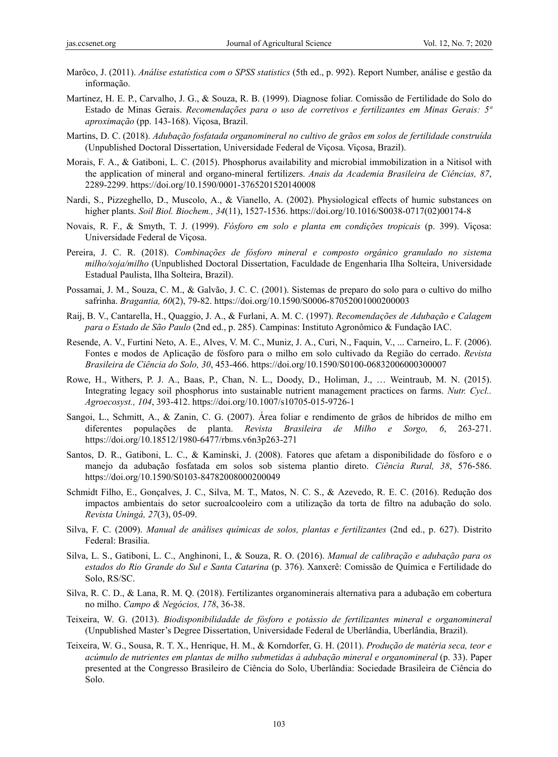Marôco, J. (2011). *Análise estatística com o SPSS statistics* (5th ed., p. 992). Report Number, análise e gestão da informação.

Martinez, H. E. P., Carvalho, J. G., & Souza, R. B. (1999). Diagnose foliar. Comissão de Fertilidade do Solo do Estado de Minas Gerais. *Recomendações para o uso de corretivos e fertilizantes em Minas Gerais: 5ª aproximação* (pp. 143-168). Viçosa, Brazil.

Martins, D. C. (2018). *Adubação fosfatada organomineral no cultivo de grãos em solos de fertilidade construída* (Unpublished Doctoral Dissertation, Universidade Federal de Viçosa. Viçosa, Brazil).

Morais, F. A., & Gatiboni, L. C. (2015). Phosphorus availability and microbial immobilization in a Nitisol with the application of mineral and organo-mineral fertilizers. *Anais da Academia Brasileira de Ciências, 87*, 2289-2299. https://doi.org/10.1590/0001-3765201520140008

Nardi, S., Pizzeghello, D., Muscolo, A., & Vianello, A. (2002). Physiological effects of humic substances on higher plants. *Soil Biol. Biochem., 34*(11), 1527-1536. https://doi.org/10.1016/S0038-0717(02)00174-8

Novais, R. F., & Smyth, T. J. (1999). *Fósforo em solo e planta em condições tropicais* (p. 399). Viçosa: Universidade Federal de Viçosa.

Pereira, J. C. R. (2018). *Combinações de fósforo mineral e composto orgânico granulado no sistema milho/soja/milho* (Unpublished Doctoral Dissertation, Faculdade de Engenharia Ilha Solteira, Universidade Estadual Paulista, Ilha Solteira, Brazil).

Possamai, J. M., Souza, C. M., & Galvão, J. C. C. (2001). Sistemas de preparo do solo para o cultivo do milho safrinha. *Bragantia, 60*(2), 79-82. https://doi.org/10.1590/S0006-87052001000200003

Raij, B. V., Cantarella, H., Quaggio, J. A., & Furlani, A. M. C. (1997). *Recomendações de Adubação e Calagem para o Estado de São Paulo* (2nd ed., p. 285). Campinas: Instituto Agronômico & Fundação IAC.

Resende, A. V., Furtini Neto, A. E., Alves, V. M. C., Muniz, J. A., Curi, N., Faquin, V., ... Carneiro, L. F. (2006). Fontes e modos de Aplicação de fósforo para o milho em solo cultivado da Região do cerrado. *Revista Brasileira de Ciência do Solo, 30*, 453-466. https://doi.org/10.1590/S0100-06832006000300007

Rowe, H., Withers, P. J. A., Baas, P., Chan, N. L., Doody, D., Holiman, J., … Weintraub, M. N. (2015). Integrating legacy soil phosphorus into sustainable nutrient management practices on farms. *Nutr. Cycl.. Agroecosyst., 104*, 393-412. https://doi.org/10.1007/s10705-015-9726-1

Sangoi, L., Schmitt, A., & Zanin, C. G. (2007). Área foliar e rendimento de grãos de híbridos de milho em diferentes populações de planta. *Revista Brasileira de Milho e Sorgo, 6*, 263-271. https://doi.org/10.18512/1980-6477/rbms.v6n3p263-271

Santos, D. R., Gatiboni, L. C., & Kaminski, J. (2008). Fatores que afetam a disponibilidade do fósforo e o manejo da adubação fosfatada em solos sob sistema plantio direto. *Ciência Rural, 38*, 576-586. https://doi.org/10.1590/S0103-84782008000200049

Schmidt Filho, E., Gonçalves, J. C., Silva, M. T., Matos, N. C. S., & Azevedo, R. E. C. (2016). Redução dos impactos ambientais do setor sucroalcooleiro com a utilização da torta de filtro na adubação do solo. *Revista Uningá, 27*(3), 05-09.

Silva, F. C. (2009). *Manual de análises químicas de solos, plantas e fertilizantes* (2nd ed., p. 627). Distrito Federal: Brasilia.

Silva, L. S., Gatiboni, L. C., Anghinoni, I., & Souza, R. O. (2016). *Manual de calibração e adubação para os estados do Rio Grande do Sul e Santa Catarina* (p. 376). Xanxerê: Comissão de Química e Fertilidade do Solo, RS/SC.

Silva, R. C. D., & Lana, R. M. Q. (2018). Fertilizantes organominerais alternativa para a adubação em cobertura no milho. *Campo & Negócios, 178*, 36-38.

Teixeira, W. G. (2013). *Biodisponibilidadde de fósforo e potássio de fertilizantes mineral e organomineral* (Unpublished Master's Degree Dissertation, Universidade Federal de Uberlândia, Uberlândia, Brazil).

Teixeira, W. G., Sousa, R. T. X., Henrique, H. M., & Korndorfer, G. H. (2011). *Produção de matéria seca, teor e acúmulo de nutrientes em plantas de milho submetidas à adubação mineral e organomineral* (p. 33). Paper presented at the Congresso Brasileiro de Ciência do Solo, Uberlândia: Sociedade Brasileira de Ciência do Solo.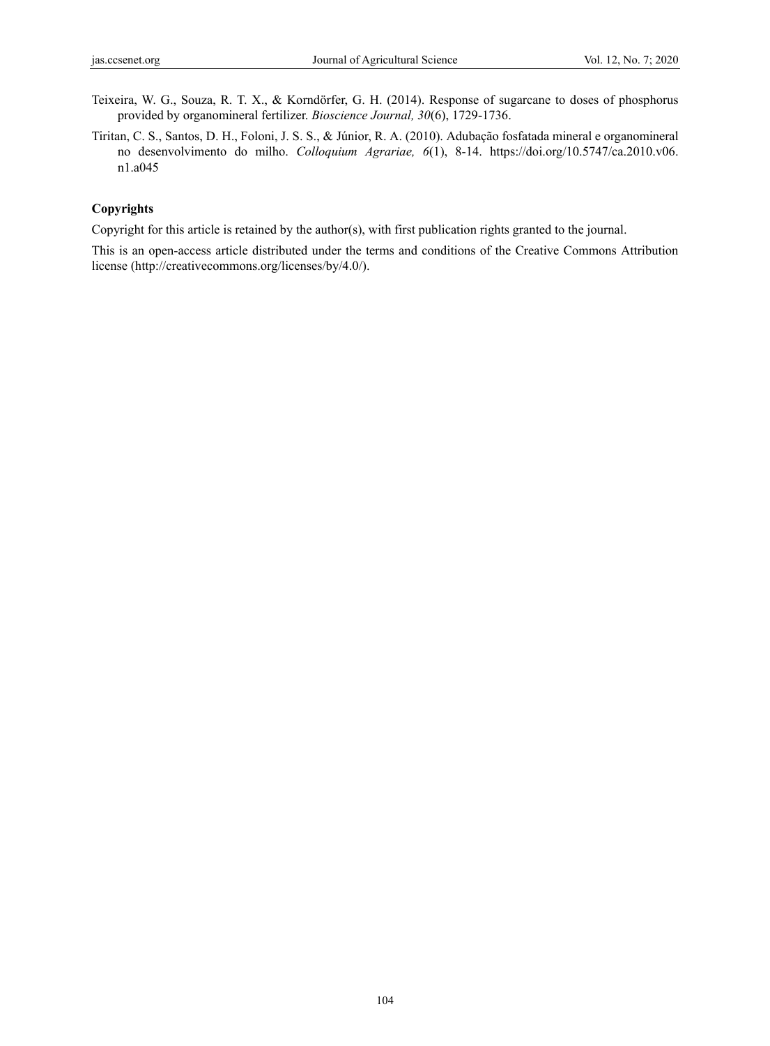Teixeira, W. G., Souza, R. T. X., & Korndörfer, G. H. (2014). Response of sugarcane to doses of phosphorus provided by organomineral fertilizer. *Bioscience Journal, 30*(6), 1729-1736.

Tiritan, C. S., Santos, D. H., Foloni, J. S. S., & Júnior, R. A. (2010). Adubação fosfatada mineral e organomineral no desenvolvimento do milho. *Colloquium Agrariae, 6*(1), 8-14. https://doi.org/10.5747/ca.2010.v06.n1.a045

**Copyrights**

Copyright for this article is retained by the author(s), with first publication rights granted to the journal.

This is an open-access article distributed under the terms and conditions of the Creative Commons Attribution license (http://creativecommons.org/licenses/by/4.0/).